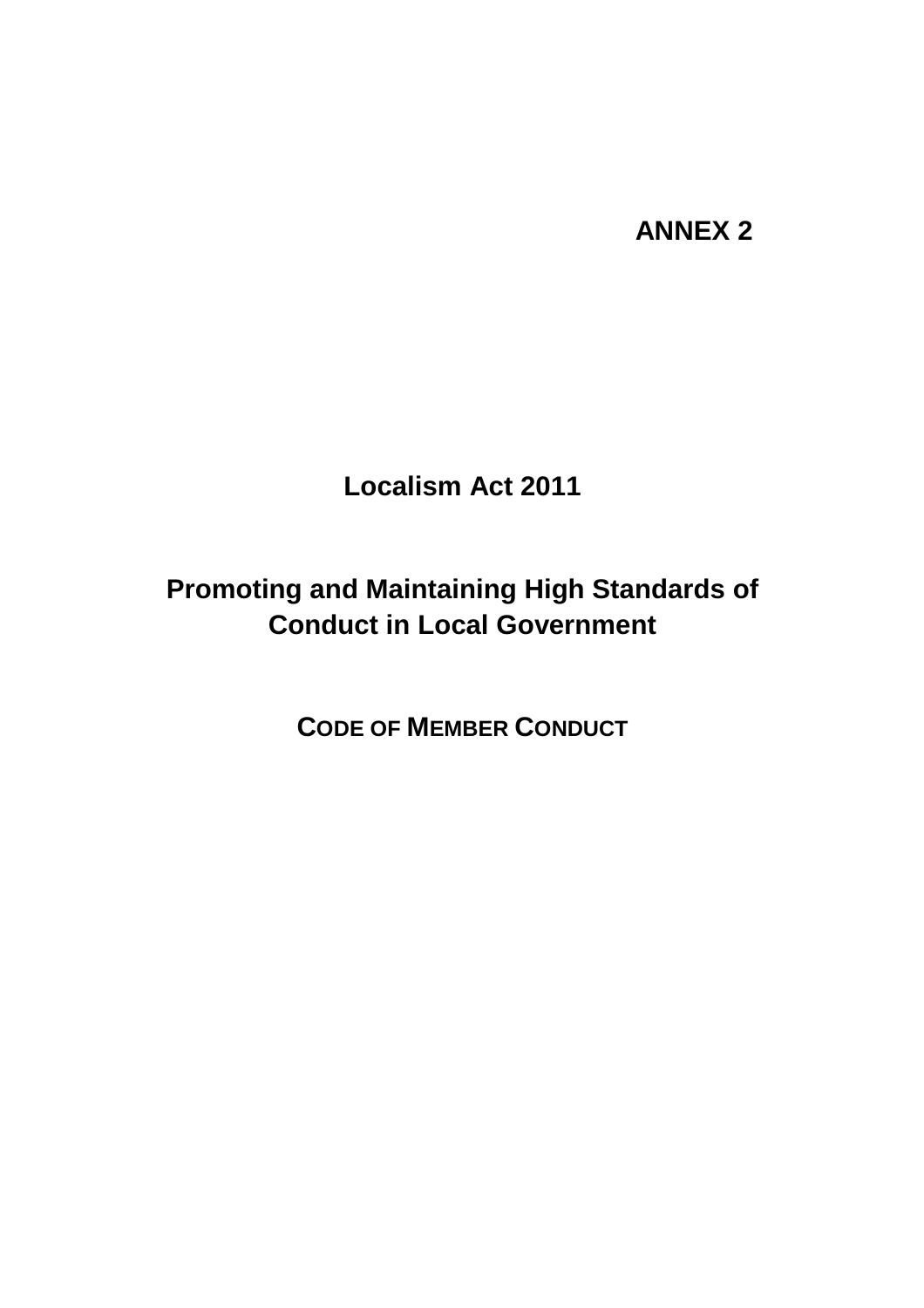**ANNEX 2**

# Localism Act 2011

# Promoting and Maintaining High Standards of Conduct in Local Government

## CODE OF MEMBER CONDUCT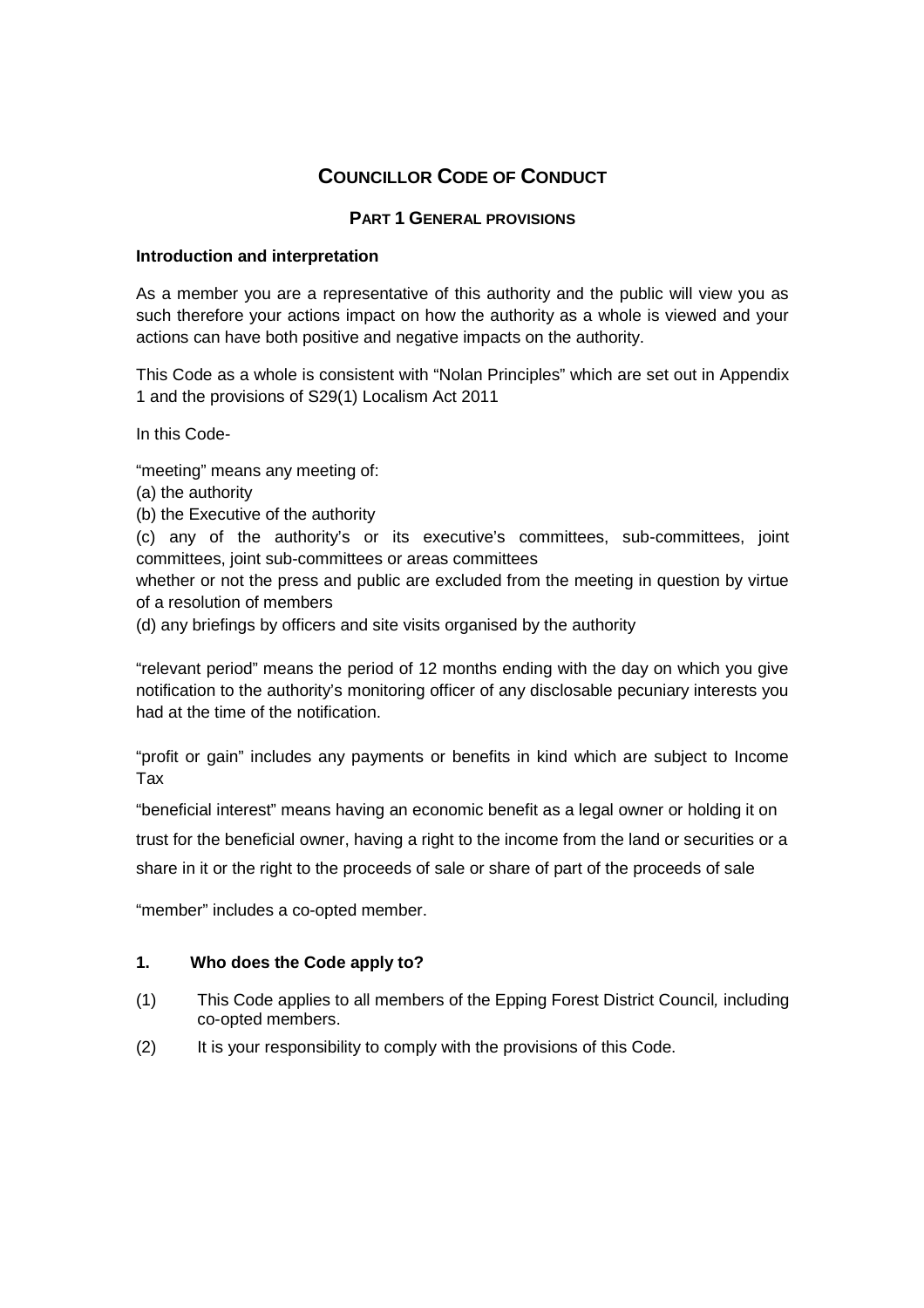# COUNCILLOR CODE OF CONDUCT

## PART 1 GENERAL PROVISIONS

**Introduction and interpretation**

As a member you are a representative of this authority and the public will view you as such therefore your actions impact on how the authority as a whole is viewed and your actions can have both positive and negative impacts on the authority.

This Code as a whole is consistent with "Nolan Principles" which are set out in Appendix 1 and the provisions of S29(1) Localism Act 2011

In this Code-

"meeting" means any meeting of:
(a) the authority
(b) the Executive of the authority
(c) any of the authority's or its executive's committees, sub-committees, joint committees, joint sub-committees or areas committees
whether or not the press and public are excluded from the meeting in question by virtue of a resolution of members
(d) any briefings by officers and site visits organised by the authority

"relevant period" means the period of 12 months ending with the day on which you give notification to the authority's monitoring officer of any disclosable pecuniary interests you had at the time of the notification.

"profit or gain" includes any payments or benefits in kind which are subject to Income Tax

"beneficial interest" means having an economic benefit as a legal owner or holding it on trust for the beneficial owner, having a right to the income from the land or securities or a share in it or the right to the proceeds of sale or share of part of the proceeds of sale

"member" includes a co-opted member.

**1. Who does the Code apply to?**

(1) This Code applies to all members of the Epping Forest District Council, including co-opted members.

(2) It is your responsibility to comply with the provisions of this Code.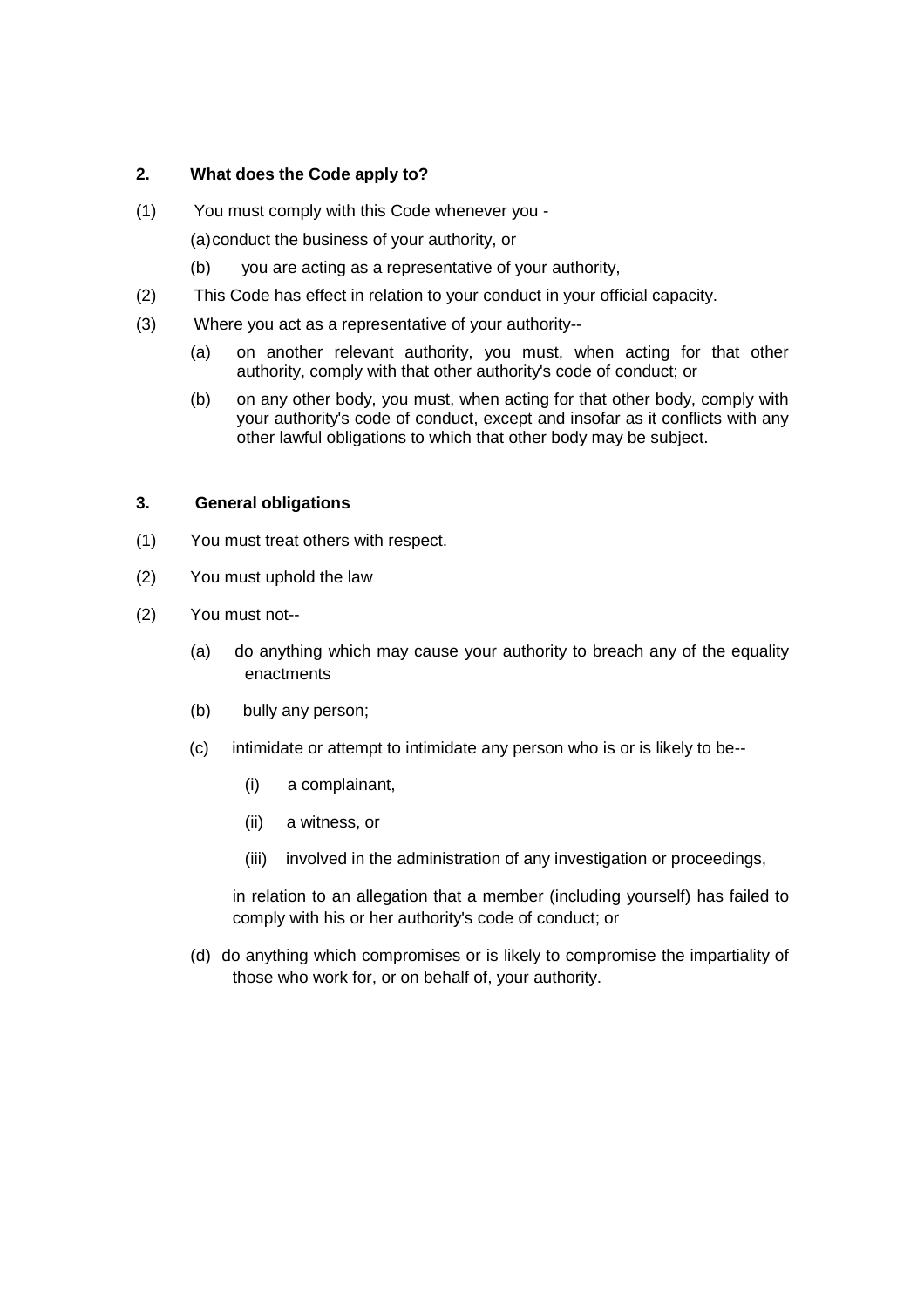## 2. What does the Code apply to?

(1) You must comply with this Code whenever you -

(a) conduct the business of your authority, or

(b) you are acting as a representative of your authority,

(2) This Code has effect in relation to your conduct in your official capacity.

(3) Where you act as a representative of your authority--

(a) on another relevant authority, you must, when acting for that other authority, comply with that other authority's code of conduct; or

(b) on any other body, you must, when acting for that other body, comply with your authority's code of conduct, except and insofar as it conflicts with any other lawful obligations to which that other body may be subject.

## 3. General obligations

(1) You must treat others with respect.

(2) You must uphold the law

(2) You must not--

(a) do anything which may cause your authority to breach any of the equality enactments

(b) bully any person;

(c) intimidate or attempt to intimidate any person who is or is likely to be--

(i) a complainant,

(ii) a witness, or

(iii) involved in the administration of any investigation or proceedings,

in relation to an allegation that a member (including yourself) has failed to comply with his or her authority's code of conduct; or

(d) do anything which compromises or is likely to compromise the impartiality of those who work for, or on behalf of, your authority.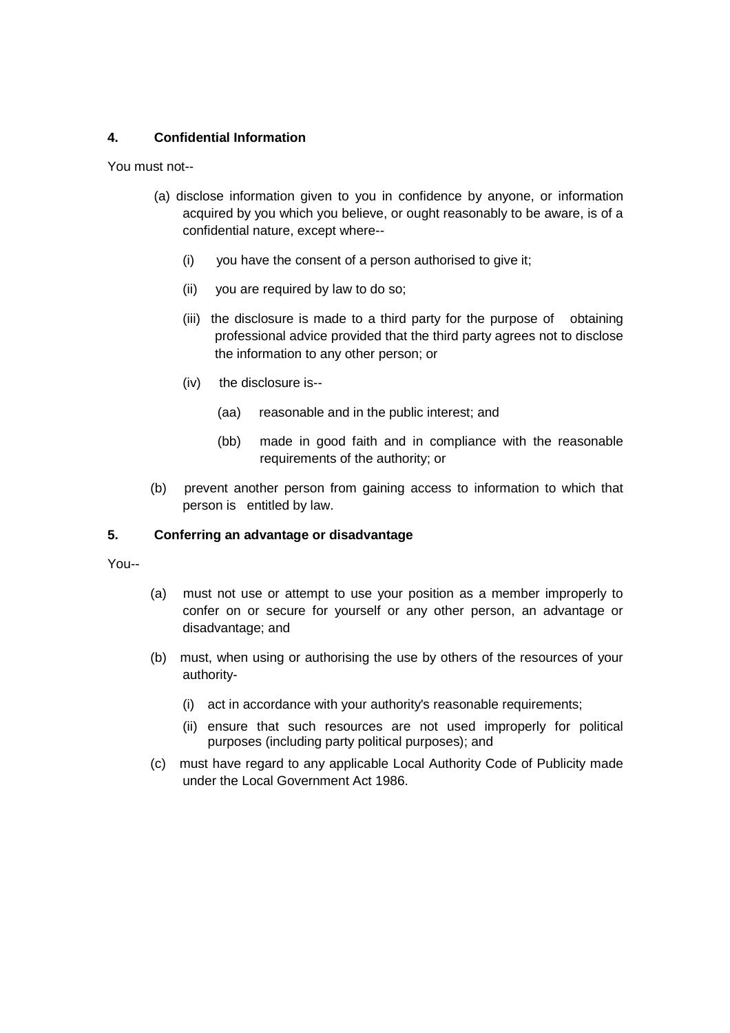## 4. Confidential Information

You must not--

(a) disclose information given to you in confidence by anyone, or information acquired by you which you believe, or ought reasonably to be aware, is of a confidential nature, except where--

  (i) you have the consent of a person authorised to give it;

  (ii) you are required by law to do so;

  (iii) the disclosure is made to a third party for the purpose of obtaining professional advice provided that the third party agrees not to disclose the information to any other person; or

  (iv) the disclosure is--

    (aa) reasonable and in the public interest; and

    (bb) made in good faith and in compliance with the reasonable requirements of the authority; or

(b) prevent another person from gaining access to information to which that person is entitled by law.

## 5. Conferring an advantage or disadvantage

You--

(a) must not use or attempt to use your position as a member improperly to confer on or secure for yourself or any other person, an advantage or disadvantage; and

(b) must, when using or authorising the use by others of the resources of your authority-

  (i) act in accordance with your authority's reasonable requirements;

  (ii) ensure that such resources are not used improperly for political purposes (including party political purposes); and

(c) must have regard to any applicable Local Authority Code of Publicity made under the Local Government Act 1986.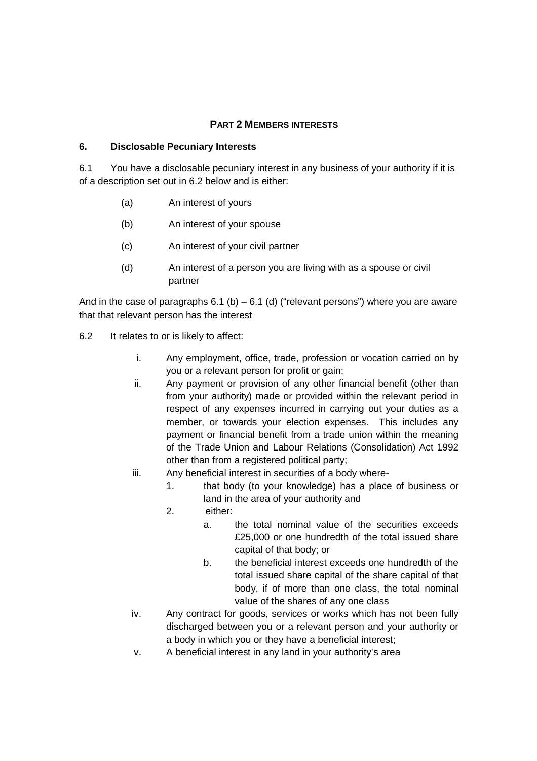## PART 2 MEMBERS INTERESTS

### 6. Disclosable Pecuniary Interests

6.1 You have a disclosable pecuniary interest in any business of your authority if it is of a description set out in 6.2 below and is either:

(a) An interest of yours

(b) An interest of your spouse

(c) An interest of your civil partner

(d) An interest of a person you are living with as a spouse or civil partner

And in the case of paragraphs 6.1 (b) – 6.1 (d) ("relevant persons") where you are aware that that relevant person has the interest

6.2 It relates to or is likely to affect:

i. Any employment, office, trade, profession or vocation carried on by you or a relevant person for profit or gain;

ii. Any payment or provision of any other financial benefit (other than from your authority) made or provided within the relevant period in respect of any expenses incurred in carrying out your duties as a member, or towards your election expenses. This includes any payment or financial benefit from a trade union within the meaning of the Trade Union and Labour Relations (Consolidation) Act 1992 other than from a registered political party;

iii. Any beneficial interest in securities of a body where-

   1. that body (to your knowledge) has a place of business or land in the area of your authority and
   2. either:
      a. the total nominal value of the securities exceeds £25,000 or one hundredth of the total issued share capital of that body; or
      b. the beneficial interest exceeds one hundredth of the total issued share capital of the share capital of that body, if of more than one class, the total nominal value of the shares of any one class

iv. Any contract for goods, services or works which has not been fully discharged between you or a relevant person and your authority or a body in which you or they have a beneficial interest;

v. A beneficial interest in any land in your authority's area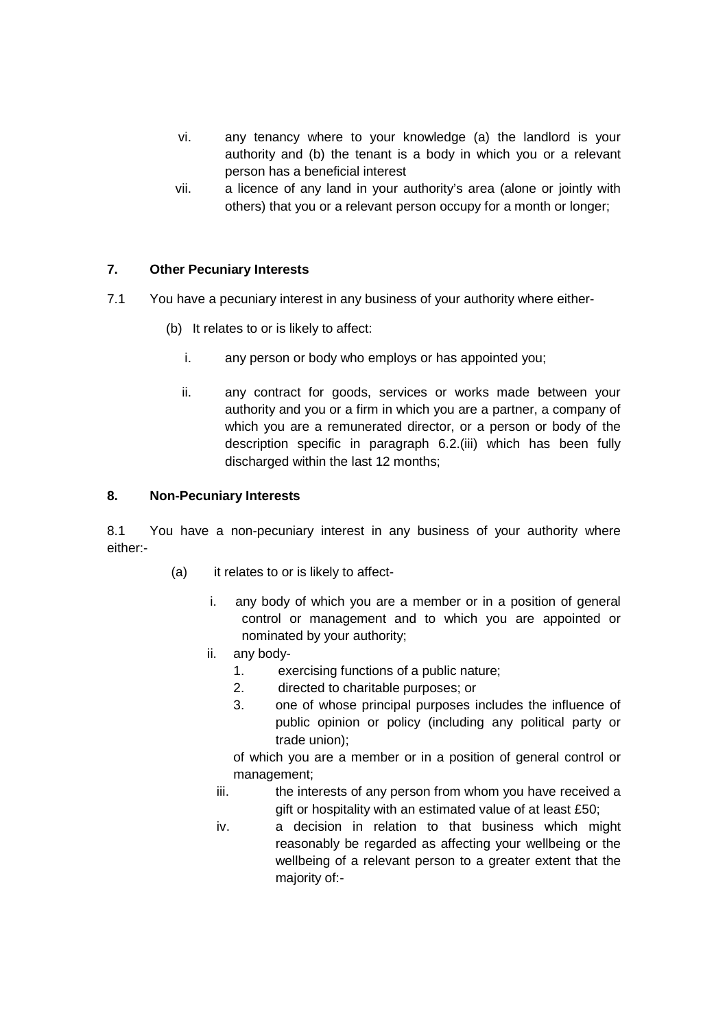vi. any tenancy where to your knowledge (a) the landlord is your authority and (b) the tenant is a body in which you or a relevant person has a beneficial interest

vii. a licence of any land in your authority's area (alone or jointly with others) that you or a relevant person occupy for a month or longer;

## 7. Other Pecuniary Interests

7.1 You have a pecuniary interest in any business of your authority where either-

(b) It relates to or is likely to affect:

i. any person or body who employs or has appointed you;

ii. any contract for goods, services or works made between your authority and you or a firm in which you are a partner, a company of which you are a remunerated director, or a person or body of the description specific in paragraph 6.2.(iii) which has been fully discharged within the last 12 months;

## 8. Non-Pecuniary Interests

8.1 You have a non-pecuniary interest in any business of your authority where either:-

(a) it relates to or is likely to affect-

i. any body of which you are a member or in a position of general control or management and to which you are appointed or nominated by your authority;

ii. any body-

1. exercising functions of a public nature;
2. directed to charitable purposes; or
3. one of whose principal purposes includes the influence of public opinion or policy (including any political party or trade union);

of which you are a member or in a position of general control or management;

iii. the interests of any person from whom you have received a gift or hospitality with an estimated value of at least £50;

iv. a decision in relation to that business which might reasonably be regarded as affecting your wellbeing or the wellbeing of a relevant person to a greater extent that the majority of:-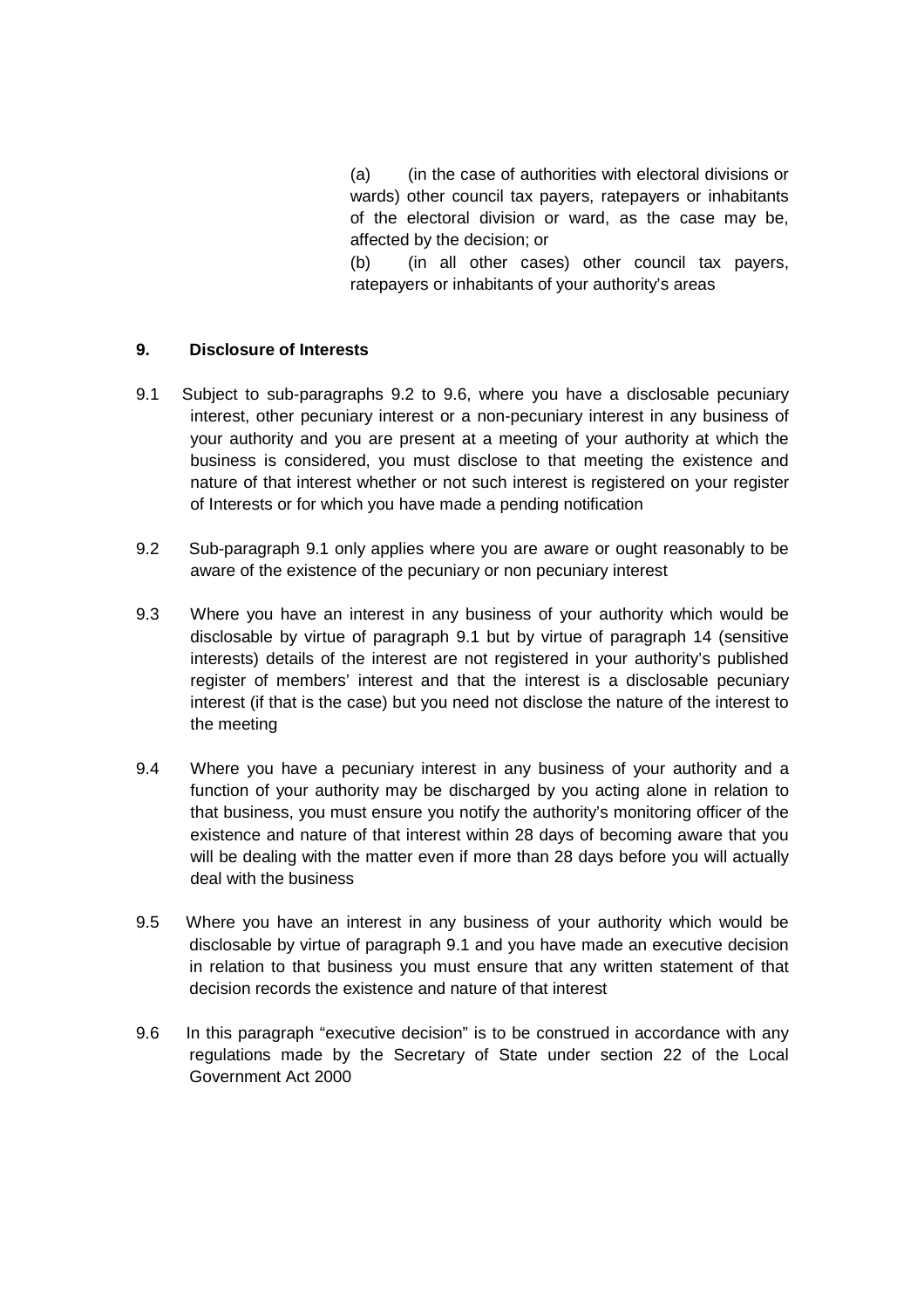(a) (in the case of authorities with electoral divisions or wards) other council tax payers, ratepayers or inhabitants of the electoral division or ward, as the case may be, affected by the decision; or

(b) (in all other cases) other council tax payers, ratepayers or inhabitants of your authority's areas

**9. Disclosure of Interests**

9.1 Subject to sub-paragraphs 9.2 to 9.6, where you have a disclosable pecuniary interest, other pecuniary interest or a non-pecuniary interest in any business of your authority and you are present at a meeting of your authority at which the business is considered, you must disclose to that meeting the existence and nature of that interest whether or not such interest is registered on your register of Interests or for which you have made a pending notification

9.2 Sub-paragraph 9.1 only applies where you are aware or ought reasonably to be aware of the existence of the pecuniary or non pecuniary interest

9.3 Where you have an interest in any business of your authority which would be disclosable by virtue of paragraph 9.1 but by virtue of paragraph 14 (sensitive interests) details of the interest are not registered in your authority's published register of members' interest and that the interest is a disclosable pecuniary interest (if that is the case) but you need not disclose the nature of the interest to the meeting

9.4 Where you have a pecuniary interest in any business of your authority and a function of your authority may be discharged by you acting alone in relation to that business, you must ensure you notify the authority's monitoring officer of the existence and nature of that interest within 28 days of becoming aware that you will be dealing with the matter even if more than 28 days before you will actually deal with the business

9.5 Where you have an interest in any business of your authority which would be disclosable by virtue of paragraph 9.1 and you have made an executive decision in relation to that business you must ensure that any written statement of that decision records the existence and nature of that interest

9.6 In this paragraph "executive decision" is to be construed in accordance with any regulations made by the Secretary of State under section 22 of the Local Government Act 2000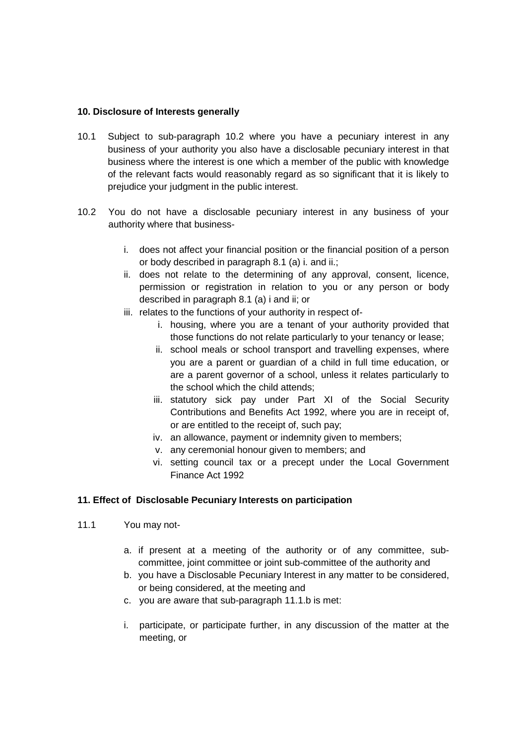### 10. Disclosure of Interests generally

10.1 Subject to sub-paragraph 10.2 where you have a pecuniary interest in any business of your authority you also have a disclosable pecuniary interest in that business where the interest is one which a member of the public with knowledge of the relevant facts would reasonably regard as so significant that it is likely to prejudice your judgment in the public interest.

10.2 You do not have a disclosable pecuniary interest in any business of your authority where that business-

i. does not affect your financial position or the financial position of a person or body described in paragraph 8.1 (a) i. and ii.;
ii. does not relate to the determining of any approval, consent, licence, permission or registration in relation to you or any person or body described in paragraph 8.1 (a) i and ii; or
iii. relates to the functions of your authority in respect of-
    i. housing, where you are a tenant of your authority provided that those functions do not relate particularly to your tenancy or lease;
    ii. school meals or school transport and travelling expenses, where you are a parent or guardian of a child in full time education, or are a parent governor of a school, unless it relates particularly to the school which the child attends;
    iii. statutory sick pay under Part XI of the Social Security Contributions and Benefits Act 1992, where you are in receipt of, or are entitled to the receipt of, such pay;
    iv. an allowance, payment or indemnity given to members;
    v. any ceremonial honour given to members; and
    vi. setting council tax or a precept under the Local Government Finance Act 1992

### 11. Effect of Disclosable Pecuniary Interests on participation

11.1 You may not-

a. if present at a meeting of the authority or of any committee, sub-committee, joint committee or joint sub-committee of the authority and
b. you have a Disclosable Pecuniary Interest in any matter to be considered, or being considered, at the meeting and
c. you are aware that sub-paragraph 11.1.b is met:

i. participate, or participate further, in any discussion of the matter at the meeting, or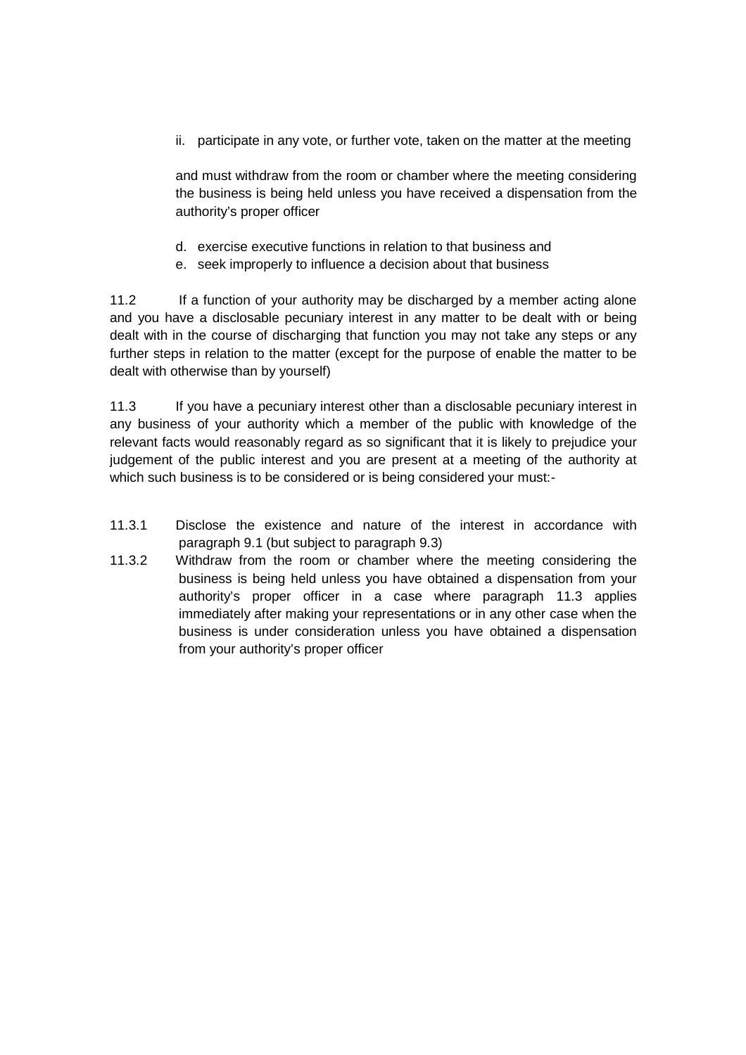ii. participate in any vote, or further vote, taken on the matter at the meeting

and must withdraw from the room or chamber where the meeting considering the business is being held unless you have received a dispensation from the authority's proper officer

d. exercise executive functions in relation to that business and
e. seek improperly to influence a decision about that business

11.2 If a function of your authority may be discharged by a member acting alone and you have a disclosable pecuniary interest in any matter to be dealt with or being dealt with in the course of discharging that function you may not take any steps or any further steps in relation to the matter (except for the purpose of enable the matter to be dealt with otherwise than by yourself)

11.3 If you have a pecuniary interest other than a disclosable pecuniary interest in any business of your authority which a member of the public with knowledge of the relevant facts would reasonably regard as so significant that it is likely to prejudice your judgement of the public interest and you are present at a meeting of the authority at which such business is to be considered or is being considered your must:-

11.3.1 Disclose the existence and nature of the interest in accordance with paragraph 9.1 (but subject to paragraph 9.3)

11.3.2 Withdraw from the room or chamber where the meeting considering the business is being held unless you have obtained a dispensation from your authority's proper officer in a case where paragraph 11.3 applies immediately after making your representations or in any other case when the business is under consideration unless you have obtained a dispensation from your authority's proper officer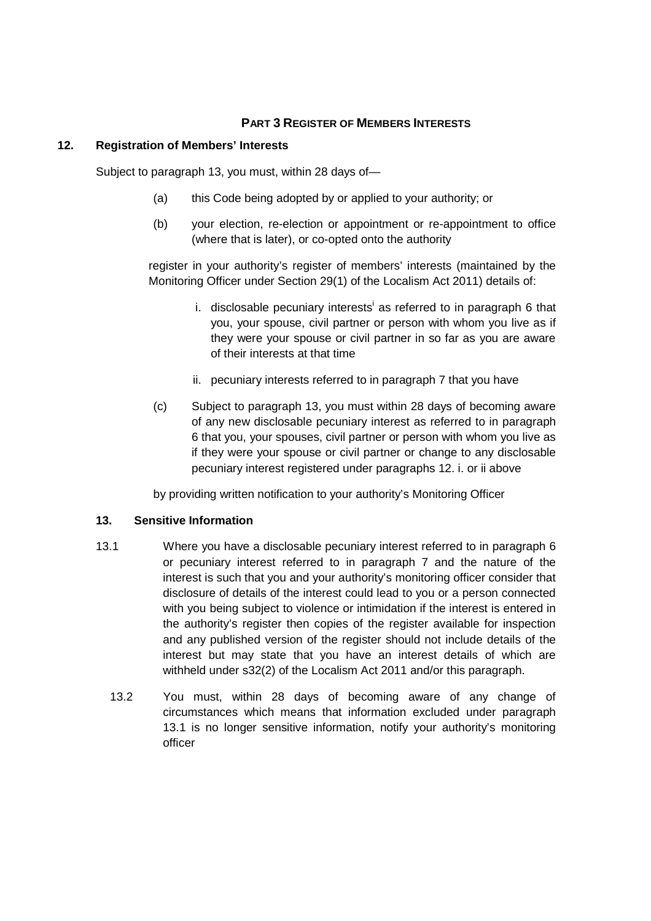## PART 3 REGISTER OF MEMBERS INTERESTS

### 12. Registration of Members' Interests

Subject to paragraph 13, you must, within 28 days of—

(a) this Code being adopted by or applied to your authority; or

(b) your election, re-election or appointment or re-appointment to office (where that is later), or co-opted onto the authority

register in your authority's register of members' interests (maintained by the Monitoring Officer under Section 29(1) of the Localism Act 2011) details of:

i. disclosable pecuniary interests[i] as referred to in paragraph 6 that you, your spouse, civil partner or person with whom you live as if they were your spouse or civil partner in so far as you are aware of their interests at that time

ii. pecuniary interests referred to in paragraph 7 that you have

(c) Subject to paragraph 13, you must within 28 days of becoming aware of any new disclosable pecuniary interest as referred to in paragraph 6 that you, your spouses, civil partner or person with whom you live as if they were your spouse or civil partner or change to any disclosable pecuniary interest registered under paragraphs 12. i. or ii above

by providing written notification to your authority's Monitoring Officer

### 13. Sensitive Information

13.1 Where you have a disclosable pecuniary interest referred to in paragraph 6 or pecuniary interest referred to in paragraph 7 and the nature of the interest is such that you and your authority's monitoring officer consider that disclosure of details of the interest could lead to you or a person connected with you being subject to violence or intimidation if the interest is entered in the authority's register then copies of the register available for inspection and any published version of the register should not include details of the interest but may state that you have an interest details of which are withheld under s32(2) of the Localism Act 2011 and/or this paragraph.

13.2 You must, within 28 days of becoming aware of any change of circumstances which means that information excluded under paragraph 13.1 is no longer sensitive information, notify your authority's monitoring officer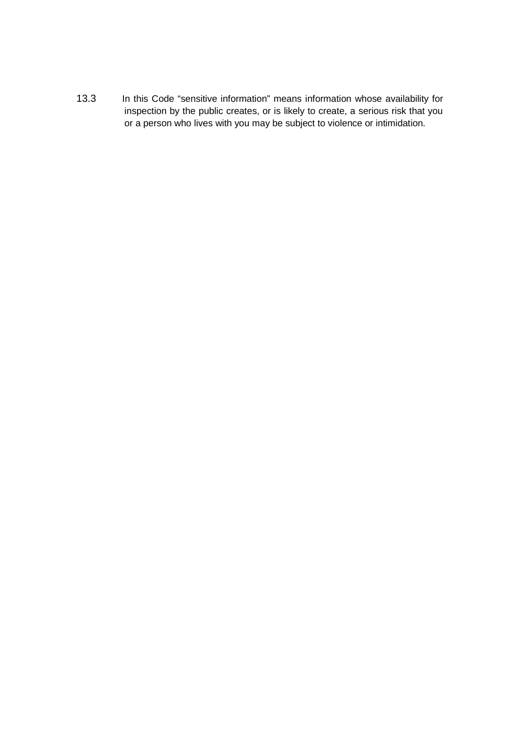13.3 In this Code "sensitive information" means information whose availability for inspection by the public creates, or is likely to create, a serious risk that you or a person who lives with you may be subject to violence or intimidation.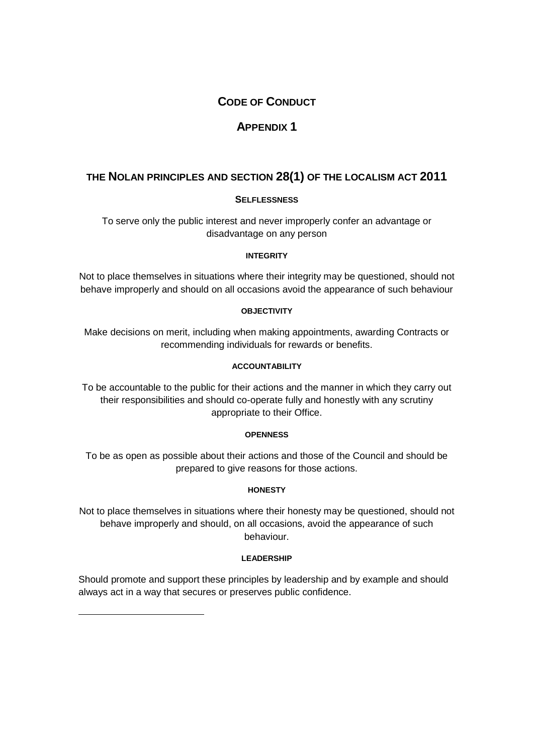# CODE OF CONDUCT

## APPENDIX 1

## THE NOLAN PRINCIPLES AND SECTION 28(1) OF THE LOCALISM ACT 2011

### SELFLESSNESS

To serve only the public interest and never improperly confer an advantage or disadvantage on any person

### INTEGRITY

Not to place themselves in situations where their integrity may be questioned, should not behave improperly and should on all occasions avoid the appearance of such behaviour

### OBJECTIVITY

Make decisions on merit, including when making appointments, awarding Contracts or recommending individuals for rewards or benefits.

### ACCOUNTABILITY

To be accountable to the public for their actions and the manner in which they carry out their responsibilities and should co-operate fully and honestly with any scrutiny appropriate to their Office.

### OPENNESS

To be as open as possible about their actions and those of the Council and should be prepared to give reasons for those actions.

### HONESTY

Not to place themselves in situations where their honesty may be questioned, should not behave improperly and should, on all occasions, avoid the appearance of such behaviour.

### LEADERSHIP

Should promote and support these principles by leadership and by example and should always act in a way that secures or preserves public confidence.